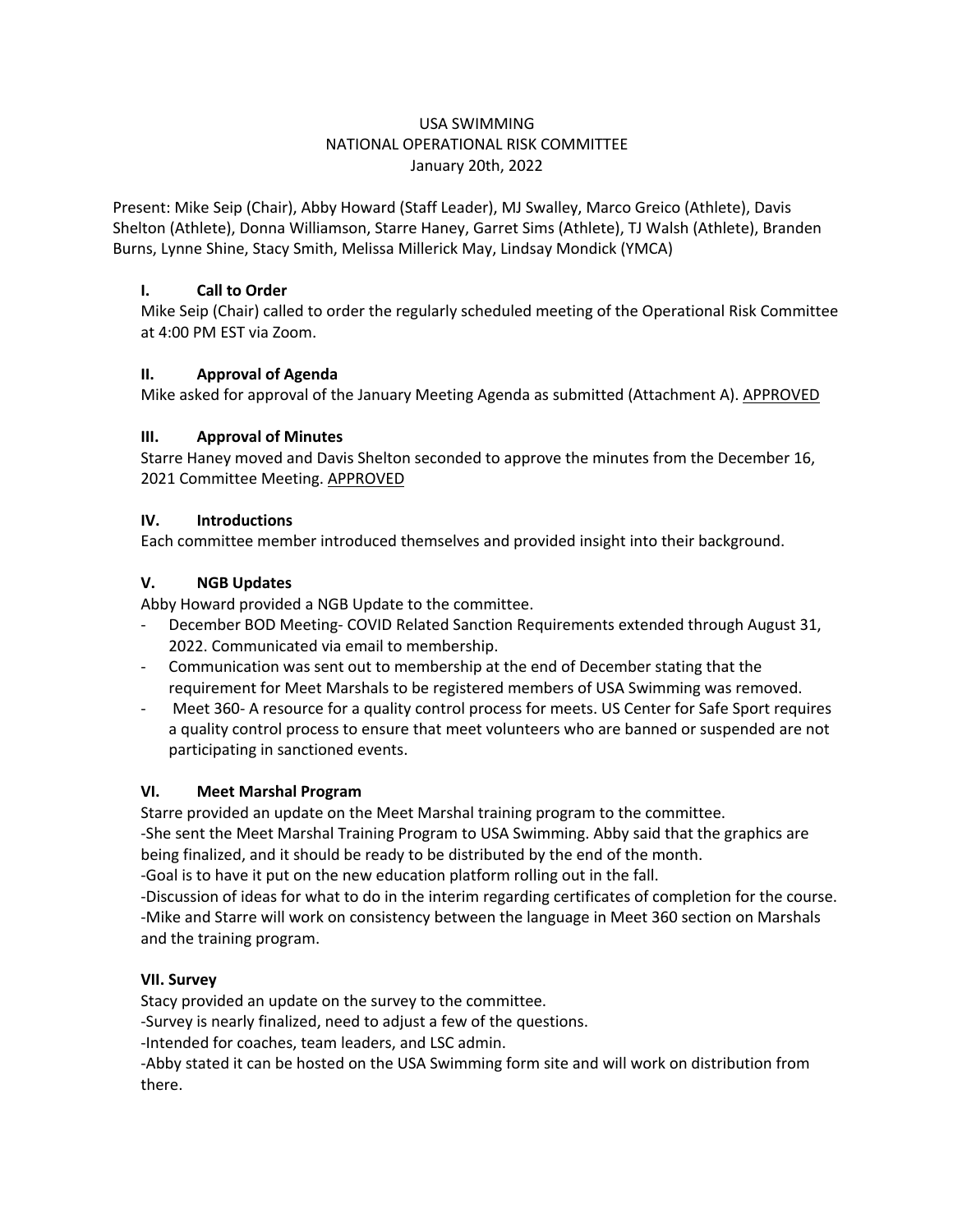USA SWIMMING
NATIONAL OPERATIONAL RISK COMMITTEE
January 20th, 2022

Present: Mike Seip (Chair), Abby Howard (Staff Leader), MJ Swalley, Marco Greico (Athlete), Davis Shelton (Athlete), Donna Williamson, Starre Haney, Garret Sims (Athlete), TJ Walsh (Athlete), Branden Burns, Lynne Shine, Stacy Smith, Melissa Millerick May, Lindsay Mondick (YMCA)

### I. Call to Order

Mike Seip (Chair) called to order the regularly scheduled meeting of the Operational Risk Committee at 4:00 PM EST via Zoom.

### II. Approval of Agenda

Mike asked for approval of the January Meeting Agenda as submitted (Attachment A). APPROVED

### III. Approval of Minutes

Starre Haney moved and Davis Shelton seconded to approve the minutes from the December 16, 2021 Committee Meeting. APPROVED

### IV. Introductions

Each committee member introduced themselves and provided insight into their background.

### V. NGB Updates

Abby Howard provided a NGB Update to the committee.

- December BOD Meeting- COVID Related Sanction Requirements extended through August 31, 2022. Communicated via email to membership.
- Communication was sent out to membership at the end of December stating that the requirement for Meet Marshals to be registered members of USA Swimming was removed.
- Meet 360- A resource for a quality control process for meets. US Center for Safe Sport requires a quality control process to ensure that meet volunteers who are banned or suspended are not participating in sanctioned events.

### VI. Meet Marshal Program

Starre provided an update on the Meet Marshal training program to the committee.

-She sent the Meet Marshal Training Program to USA Swimming. Abby said that the graphics are being finalized, and it should be ready to be distributed by the end of the month.

-Goal is to have it put on the new education platform rolling out in the fall.

-Discussion of ideas for what to do in the interim regarding certificates of completion for the course.

-Mike and Starre will work on consistency between the language in Meet 360 section on Marshals and the training program.

### VII. Survey

Stacy provided an update on the survey to the committee.

-Survey is nearly finalized, need to adjust a few of the questions.

-Intended for coaches, team leaders, and LSC admin.

-Abby stated it can be hosted on the USA Swimming form site and will work on distribution from there.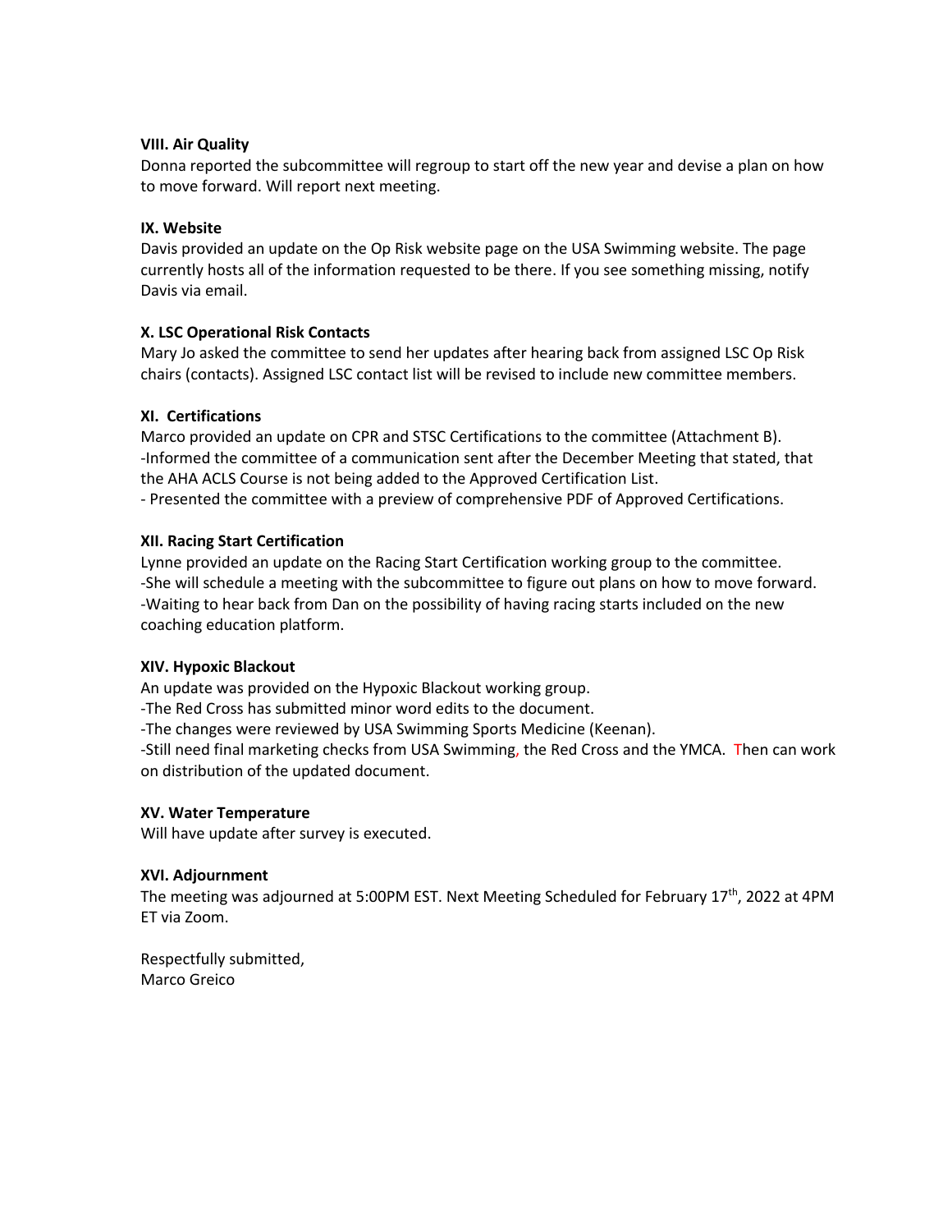**VIII. Air Quality**

Donna reported the subcommittee will regroup to start off the new year and devise a plan on how to move forward. Will report next meeting.

**IX. Website**

Davis provided an update on the Op Risk website page on the USA Swimming website. The page currently hosts all of the information requested to be there. If you see something missing, notify Davis via email.

**X. LSC Operational Risk Contacts**

Mary Jo asked the committee to send her updates after hearing back from assigned LSC Op Risk chairs (contacts). Assigned LSC contact list will be revised to include new committee members.

**XI. Certifications**

Marco provided an update on CPR and STSC Certifications to the committee (Attachment B).
-Informed the committee of a communication sent after the December Meeting that stated, that the AHA ACLS Course is not being added to the Approved Certification List.
- Presented the committee with a preview of comprehensive PDF of Approved Certifications.

**XII. Racing Start Certification**

Lynne provided an update on the Racing Start Certification working group to the committee.
-She will schedule a meeting with the subcommittee to figure out plans on how to move forward.
-Waiting to hear back from Dan on the possibility of having racing starts included on the new coaching education platform.

**XIV. Hypoxic Blackout**

An update was provided on the Hypoxic Blackout working group.
-The Red Cross has submitted minor word edits to the document.
-The changes were reviewed by USA Swimming Sports Medicine (Keenan).
-Still need final marketing checks from USA Swimming, the Red Cross and the YMCA. Then can work on distribution of the updated document.

**XV. Water Temperature**

Will have update after survey is executed.

**XVI. Adjournment**

The meeting was adjourned at 5:00PM EST. Next Meeting Scheduled for February 17th, 2022 at 4PM ET via Zoom.

Respectfully submitted,
Marco Greico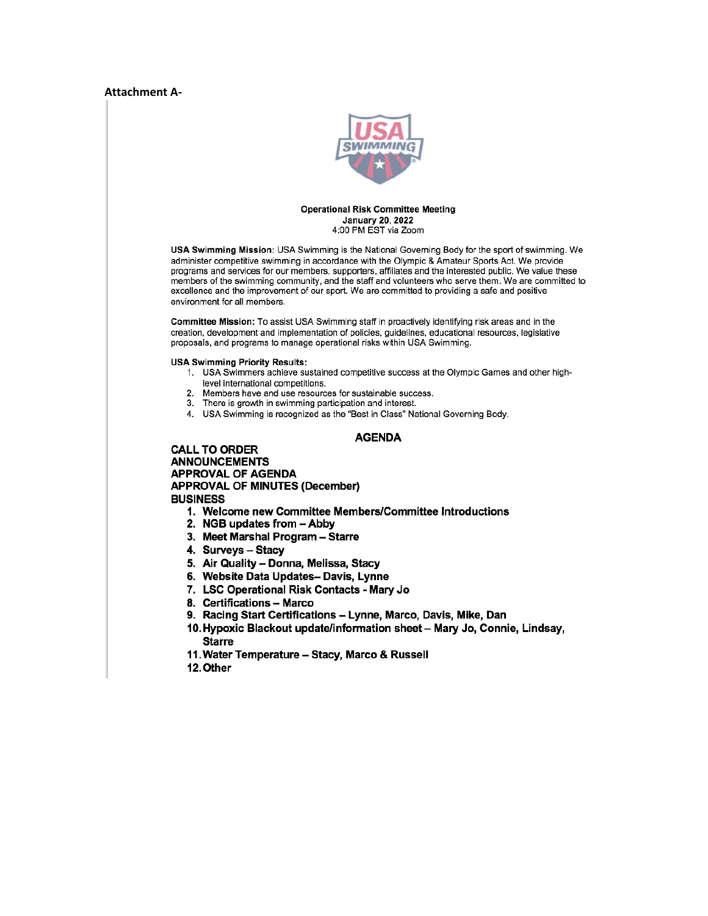**Attachment A-**

**Operational Risk Committee Meeting**
**January 20, 2022**
4:00 PM EST via Zoom

**USA Swimming Mission**: USA Swimming is the National Governing Body for the sport of swimming. We administer competitive swimming in accordance with the Olympic & Amateur Sports Act. We provide programs and services for our members, supporters, affiliates and the interested public. We value these members of the swimming community, and the staff and volunteers who serve them. We are committed to excellence and the improvement of our sport. We are committed to providing a safe and positive environment for all members.

**Committee Mission:** To assist USA Swimming staff in proactively identifying risk areas and in the creation, development and implementation of policies, guidelines, educational resources, legislative proposals, and programs to manage operational risks within USA Swimming.

**USA Swimming Priority Results:**

1. USA Swimmers achieve sustained competitive success at the Olympic Games and other high-level international competitions.
2. Members have and use resources for sustainable success.
3. There is growth in swimming participation and interest.
4. USA Swimming is recognized as the "Best in Class" National Governing Body.

## AGENDA

**CALL TO ORDER**
**ANNOUNCEMENTS**
**APPROVAL OF AGENDA**
**APPROVAL OF MINUTES (December)**
**BUSINESS**

1. **Welcome new Committee Members/Committee Introductions**
2. **NGB updates from – Abby**
3. **Meet Marshal Program – Starre**
4. **Surveys – Stacy**
5. **Air Quality – Donna, Melissa, Stacy**
6. **Website Data Updates– Davis, Lynne**
7. **LSC Operational Risk Contacts - Mary Jo**
8. **Certifications – Marco**
9. **Racing Start Certifications – Lynne, Marco, Davis, Mike, Dan**
10. **Hypoxic Blackout update/information sheet – Mary Jo, Connie, Lindsay, Starre**
11. **Water Temperature – Stacy, Marco & Russell**
12. **Other**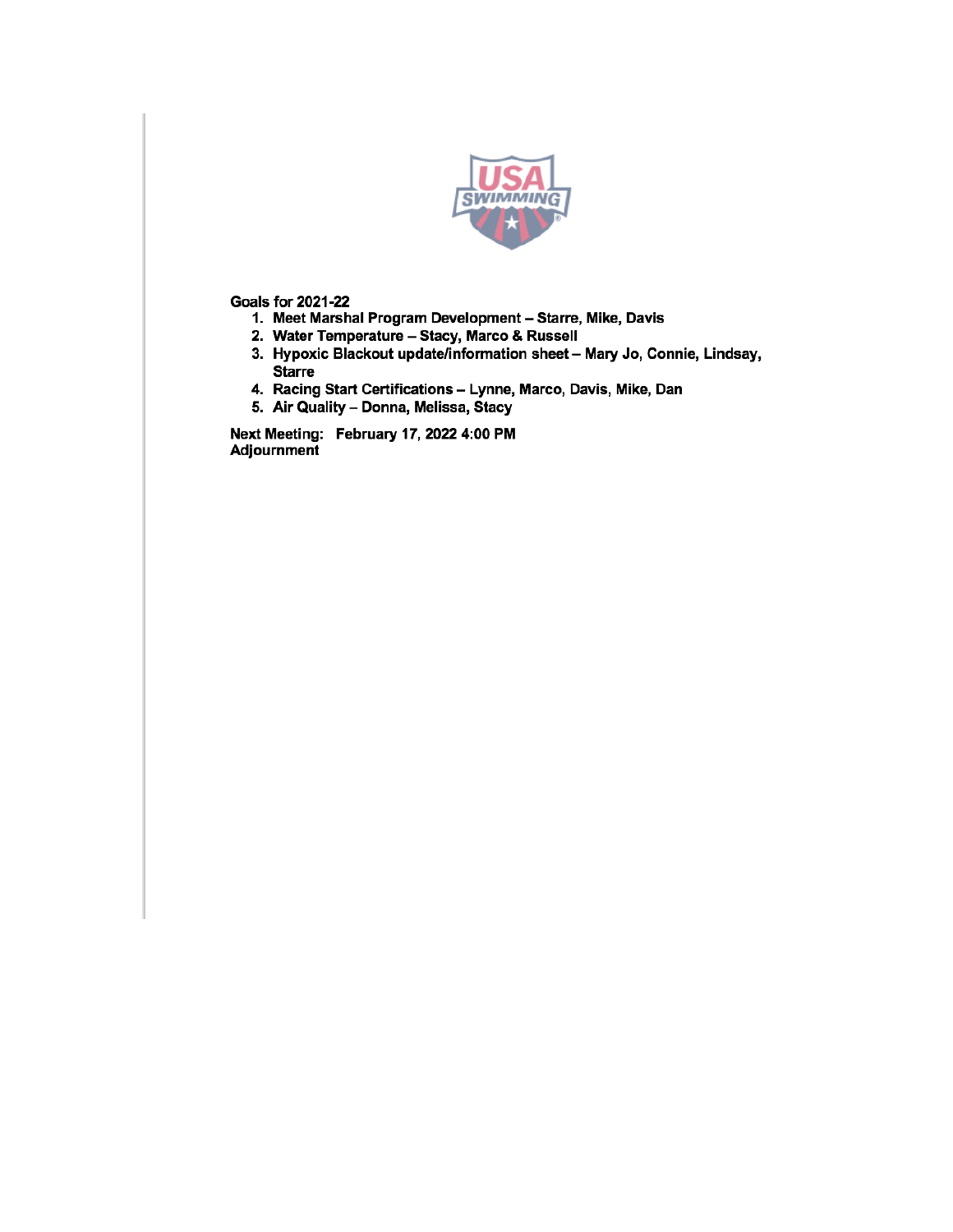**Goals for 2021-22**

1. **Meet Marshal Program Development – Starre, Mike, Davis**
2. **Water Temperature – Stacy, Marco & Russell**
3. **Hypoxic Blackout update/information sheet – Mary Jo, Connie, Lindsay, Starre**
4. **Racing Start Certifications – Lynne, Marco, Davis, Mike, Dan**
5. **Air Quality – Donna, Melissa, Stacy**

**Next Meeting: February 17, 2022 4:00 PM**
**Adjournment**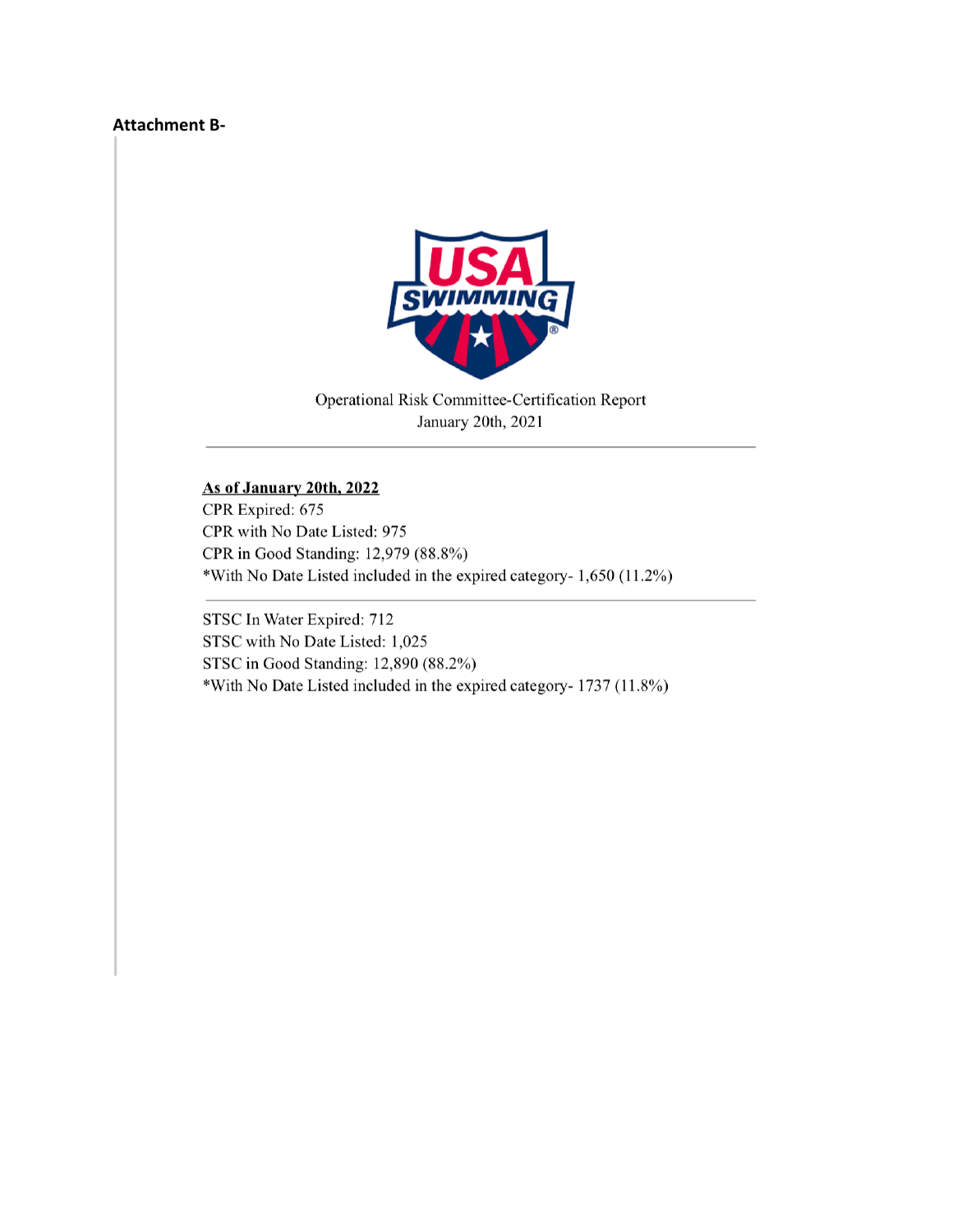**Attachment B-**

Operational Risk Committee-Certification Report
January 20th, 2021

---

**As of January 20th, 2022**

CPR Expired: 675
CPR with No Date Listed: 975
CPR in Good Standing: 12,979 (88.8%)
*With No Date Listed included in the expired category- 1,650 (11.2%)

---

STSC In Water Expired: 712
STSC with No Date Listed: 1,025
STSC in Good Standing: 12,890 (88.2%)
*With No Date Listed included in the expired category- 1737 (11.8%)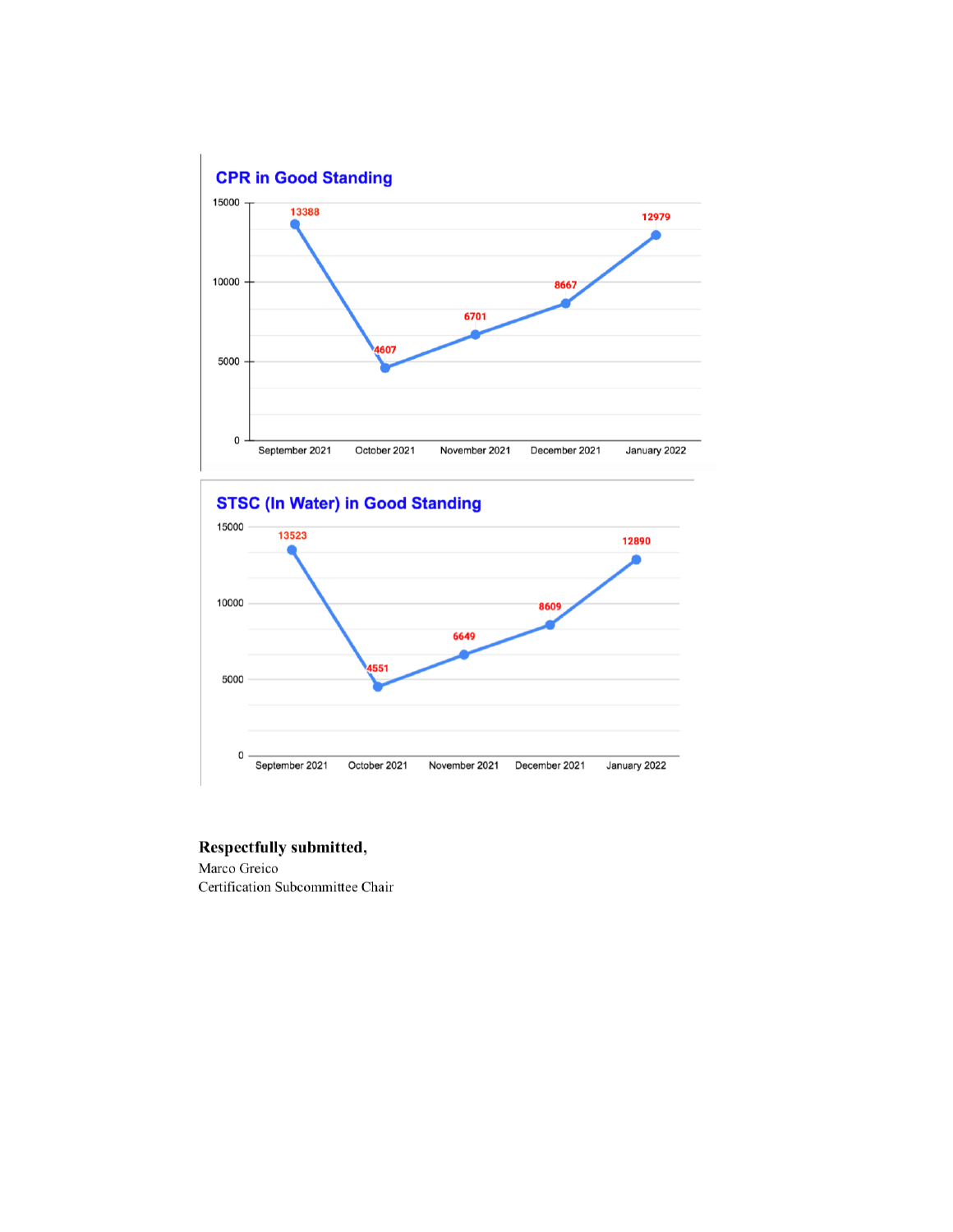CPR in Good Standing

15000
10000
5000
0

13388
4607
6701
8667
12979

September 2021
October 2021
November 2021
December 2021
January 2022

STSC (In Water) in Good Standing

15000
10000
5000
0

13523
4551
6649
8609
12890

September 2021
October 2021
November 2021
December 2021
January 2022

**Respectfully submitted,**
Marco Greico
Certification Subcommittee Chair